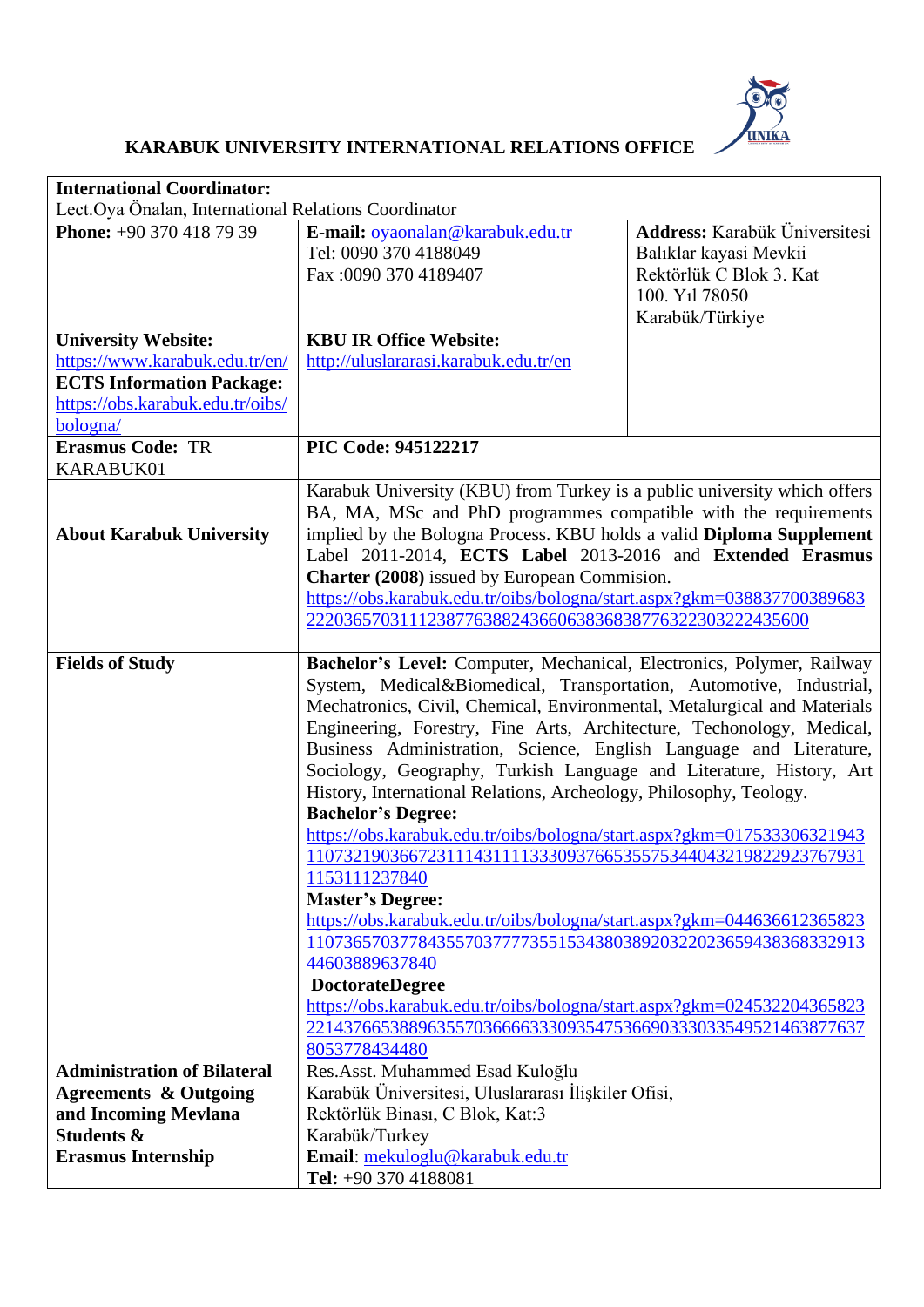# KARABUK UNIVERSITY INTERNATIONAL RELATIONS OFFICE

| **International Coordinator:** Lect.Oya Önalan, International Relations Coordinator | | |
|---|---|---|
| **Phone:** +90 370 418 79 39 | **E-mail:** oyaonalan@karabuk.edu.tr<br>Tel: 0090 370 4188049<br>Fax :0090 370 4189407 | **Address:** Karabük Üniversitesi Balıklar kayasi Mevkii Rektörlük C Blok 3. Kat 100. Yıl 78050 Karabük/Türkiye |
| **University Website:** https://www.karabuk.edu.tr/en/<br>**ECTS Information Package:** https://obs.karabuk.edu.tr/oibs/bologna/ | **KBU IR Office Website:** http://uluslararasi.karabuk.edu.tr/en | |
| **Erasmus Code:** TR KARABUK01 | **PIC Code: 945122217** | |
| **About Karabuk University** | Karabuk University (KBU) from Turkey is a public university which offers BA, MA, MSc and PhD programmes compatible with the requirements implied by the Bologna Process. KBU holds a valid **Diploma Supplement** Label 2011-2014, **ECTS Label** 2013-2016 and **Extended Erasmus Charter (2008)** issued by European Commision.<br>https://obs.karabuk.edu.tr/oibs/bologna/start.aspx?gkm=038837700389683222036570311123877638824366063836838776322303222435600 | |
| **Fields of Study** | **Bachelor's Level:** Computer, Mechanical, Electronics, Polymer, Railway System, Medical&Biomedical, Transportation, Automotive, Industrial, Mechatronics, Civil, Chemical, Environmental, Metalurgical and Materials Engineering, Forestry, Fine Arts, Architecture, Techonology, Medical, Business Administration, Science, English Language and Literature, Sociology, Geography, Turkish Language and Literature, History, Art History, International Relations, Archeology, Philosophy, Teology.<br>**Bachelor's Degree:**<br>https://obs.karabuk.edu.tr/oibs/bologna/start.aspx?gkm=0175333063219431107321903667231114311113330937665355753440432198229237679311153111237840<br>**Master's Degree:**<br>https://obs.karabuk.edu.tr/oibs/bologna/start.aspx?gkm=04463661236582311073657037784355703777355153438038920322023659438368332913446038896378 40<br>**DoctorateDegree**<br>https://obs.karabuk.edu.tr/oibs/bologna/start.aspx?gkm=02453220436582322143766538896355703666633309354753669033303354952146387763780537784344 80 | |
| **Administration of Bilateral Agreements & Outgoing and Incoming Mevlana Students & Erasmus Internship** | Res.Asst. Muhammed Esad Kuloğlu<br>Karabük Üniversitesi, Uluslararası İlişkiler Ofisi,<br>Rektörlük Binası, C Blok, Kat:3<br>Karabük/Turkey<br>**Email**: mekuloglu@karabuk.edu.tr<br>**Tel:** +90 370 4188081 | |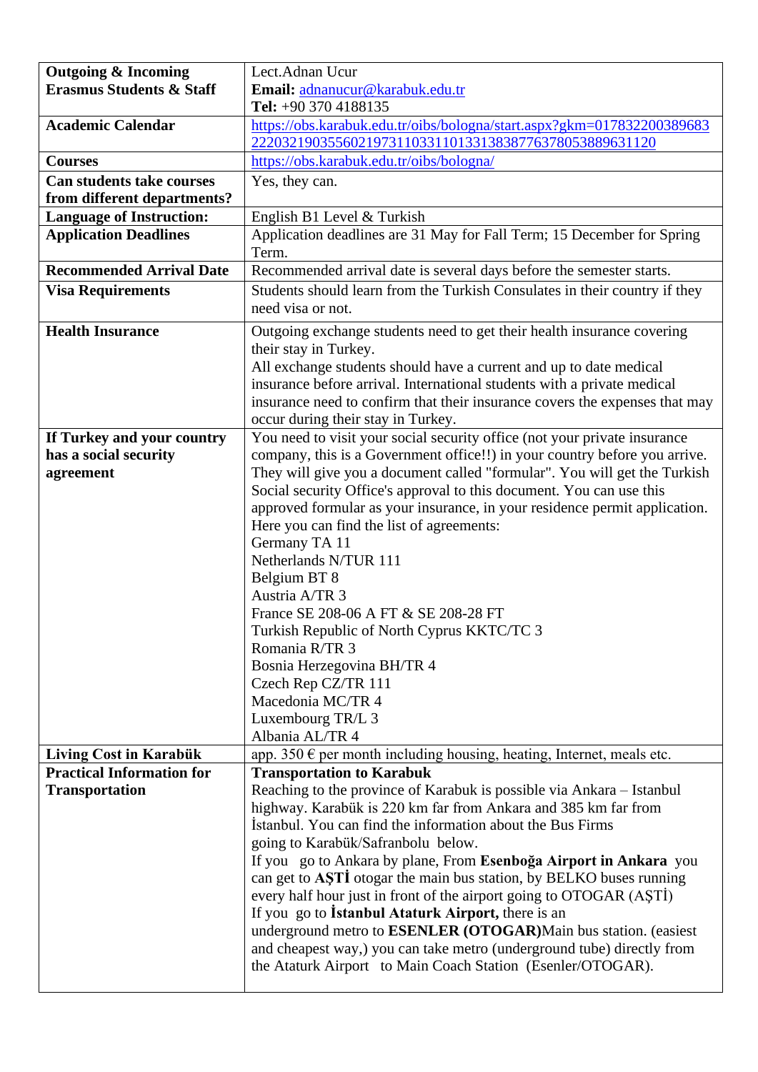| Outgoing & Incoming Erasmus Students & Staff | Lect.Adnan Ucur<br>**Email:** adnanucur@karabuk.edu.tr<br>**Tel:** +90 370 4188135 |
|---|---|
| **Academic Calendar** | https://obs.karabuk.edu.tr/oibs/bologna/start.aspx?gkm=0178322003896832220321903556021973110331101331383877637805388963112 0 |
| **Courses** | https://obs.karabuk.edu.tr/oibs/bologna/ |
| **Can students take courses from different departments?** | Yes, they can. |
| **Language of Instruction:** | English B1 Level & Turkish |
| **Application Deadlines** | Application deadlines are 31 May for Fall Term; 15 December for Spring Term. |
| **Recommended Arrival Date** | Recommended arrival date is several days before the semester starts. |
| **Visa Requirements** | Students should learn from the Turkish Consulates in their country if they need visa or not. |
| **Health Insurance** | Outgoing exchange students need to get their health insurance covering their stay in Turkey.<br>All exchange students should have a current and up to date medical insurance before arrival. International students with a private medical insurance need to confirm that their insurance covers the expenses that may occur during their stay in Turkey. |
| **If Turkey and your country has a social security agreement** | You need to visit your social security office (not your private insurance company, this is a Government office!!) in your country before you arrive. They will give you a document called "formular". You will get the Turkish Social security Office's approval to this document. You can use this approved formular as your insurance, in your residence permit application. Here you can find the list of agreements:<br>Germany TA 11<br>Netherlands N/TUR 111<br>Belgium BT 8<br>Austria A/TR 3<br>France SE 208-06 A FT & SE 208-28 FT<br>Turkish Republic of North Cyprus KKTC/TC 3<br>Romania R/TR 3<br>Bosnia Herzegovina BH/TR 4<br>Czech Rep CZ/TR 111<br>Macedonia MC/TR 4<br>Luxembourg TR/L 3<br>Albania AL/TR 4 |
| **Living Cost in Karabük** | app. 350 € per month including housing, heating, Internet, meals etc. |
| **Practical Information for Transportation** | **Transportation to Karabuk**<br>Reaching to the province of Karabuk is possible via Ankara – Istanbul highway. Karabük is 220 km far from Ankara and 385 km far from İstanbul. You can find the information about the Bus Firms going to Karabük/Safranbolu below.<br>If you go to Ankara by plane, From **Esenboğa Airport in Ankara** you can get to **AŞTİ** otogar the main bus station, by BELKO buses running every half hour just in front of the airport going to OTOGAR (AŞTİ)<br>If you go to **İstanbul Ataturk Airport,** there is an underground metro to **ESENLER (OTOGAR)**Main bus station. (easiest and cheapest way,) you can take metro (underground tube) directly from the Ataturk Airport to Main Coach Station (Esenler/OTOGAR). |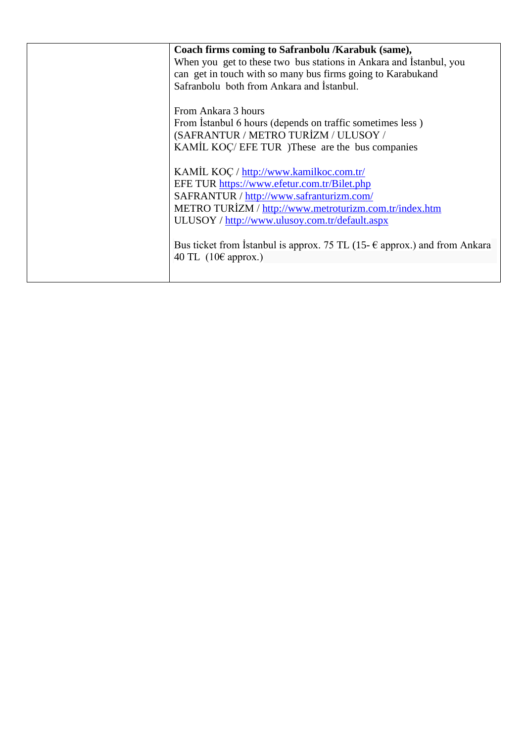| | |
|---|---|
| | **Coach firms coming to Safranbolu /Karabuk (same),**<br>When you get to these two bus stations in Ankara and İstanbul, you can get in touch with so many bus firms going to Karabukand Safranbolu both from Ankara and İstanbul.<br><br>From Ankara 3 hours<br>From İstanbul 6 hours (depends on traffic sometimes less )<br>(SAFRANTUR / METRO TURİZM / ULUSOY / KAMİL KOÇ/ EFE TUR )These are the bus companies<br><br>KAMİL KOÇ / http://www.kamilkoc.com.tr/<br>EFE TUR https://www.efetur.com.tr/Bilet.php<br>SAFRANTUR / http://www.safranturizm.com/<br>METRO TURİZM / http://www.metroturizm.com.tr/index.htm<br>ULUSOY / http://www.ulusoy.com.tr/default.aspx<br><br>Bus ticket from İstanbul is approx. 75 TL (15- € approx.) and from Ankara 40 TL (10€ approx.) |